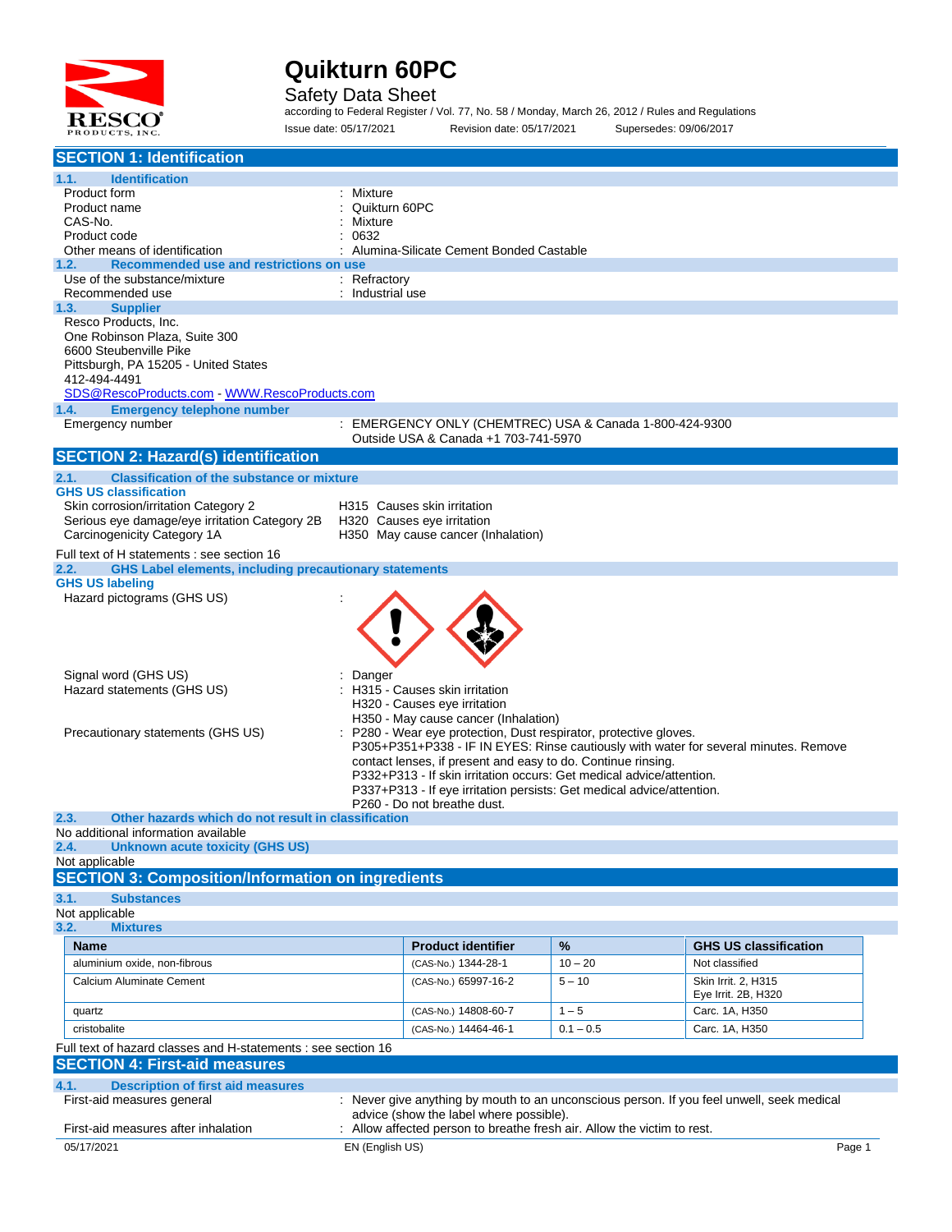# Quikturn 60PC

Safety Data Sheet

according to Federal Register / Vol. 77, No. 58 / Monday, March 26, 2012 / Rules and Regulations

Issue date: 05/17/2021 Revision date: 05/17/2021 Supersedes: 09/06/2017

## SECTION 1: Identification

### 1.1. Identification

Product form : Mixture

Product name : Quikturn 60PC

CAS-No. : Mixture

Product code : 0632

Other means of identification : Alumina-Silicate Cement Bonded Castable

### 1.2. Recommended use and restrictions on use

Use of the substance/mixture : Refractory

Recommended use : Industrial use

### 1.3. Supplier

Resco Products, Inc.
One Robinson Plaza, Suite 300
6600 Steubenville Pike
Pittsburgh, PA 15205 - United States
412-494-4491
SDS@RescoProducts.com - WWW.RescoProducts.com

### 1.4. Emergency telephone number

Emergency number : EMERGENCY ONLY (CHEMTREC) USA & Canada 1-800-424-9300
Outside USA & Canada +1 703-741-5970

## SECTION 2: Hazard(s) identification

### 2.1. Classification of the substance or mixture

**GHS US classification**

Skin corrosion/irritation Category 2 H315 Causes skin irritation

Serious eye damage/eye irritation Category 2B H320 Causes eye irritation

Carcinogenicity Category 1A H350 May cause cancer (Inhalation)

Full text of H statements : see section 16

### 2.2. GHS Label elements, including precautionary statements

**GHS US labeling**

Hazard pictograms (GHS US) :

Signal word (GHS US) : Danger

Hazard statements (GHS US) : H315 - Causes skin irritation
H320 - Causes eye irritation
H350 - May cause cancer (Inhalation)

Precautionary statements (GHS US) : P280 - Wear eye protection, Dust respirator, protective gloves.
P305+P351+P338 - IF IN EYES: Rinse cautiously with water for several minutes. Remove contact lenses, if present and easy to do. Continue rinsing.
P332+P313 - If skin irritation occurs: Get medical advice/attention.
P337+P313 - If eye irritation persists: Get medical advice/attention.
P260 - Do not breathe dust.

### 2.3. Other hazards which do not result in classification

No additional information available

### 2.4. Unknown acute toxicity (GHS US)

Not applicable

## SECTION 3: Composition/Information on ingredients

### 3.1. Substances

Not applicable

### 3.2. Mixtures

| Name | Product identifier | % | GHS US classification |
|---|---|---|---|
| aluminium oxide, non-fibrous | (CAS-No.) 1344-28-1 | 10 – 20 | Not classified |
| Calcium Aluminate Cement | (CAS-No.) 65997-16-2 | 5 – 10 | Skin Irrit. 2, H315<br>Eye Irrit. 2B, H320 |
| quartz | (CAS-No.) 14808-60-7 | 1 – 5 | Carc. 1A, H350 |
| cristobalite | (CAS-No.) 14464-46-1 | 0.1 – 0.5 | Carc. 1A, H350 |

Full text of hazard classes and H-statements : see section 16

## SECTION 4: First-aid measures

### 4.1. Description of first aid measures

First-aid measures general : Never give anything by mouth to an unconscious person. If you feel unwell, seek medical advice (show the label where possible).

First-aid measures after inhalation : Allow affected person to breathe fresh air. Allow the victim to rest.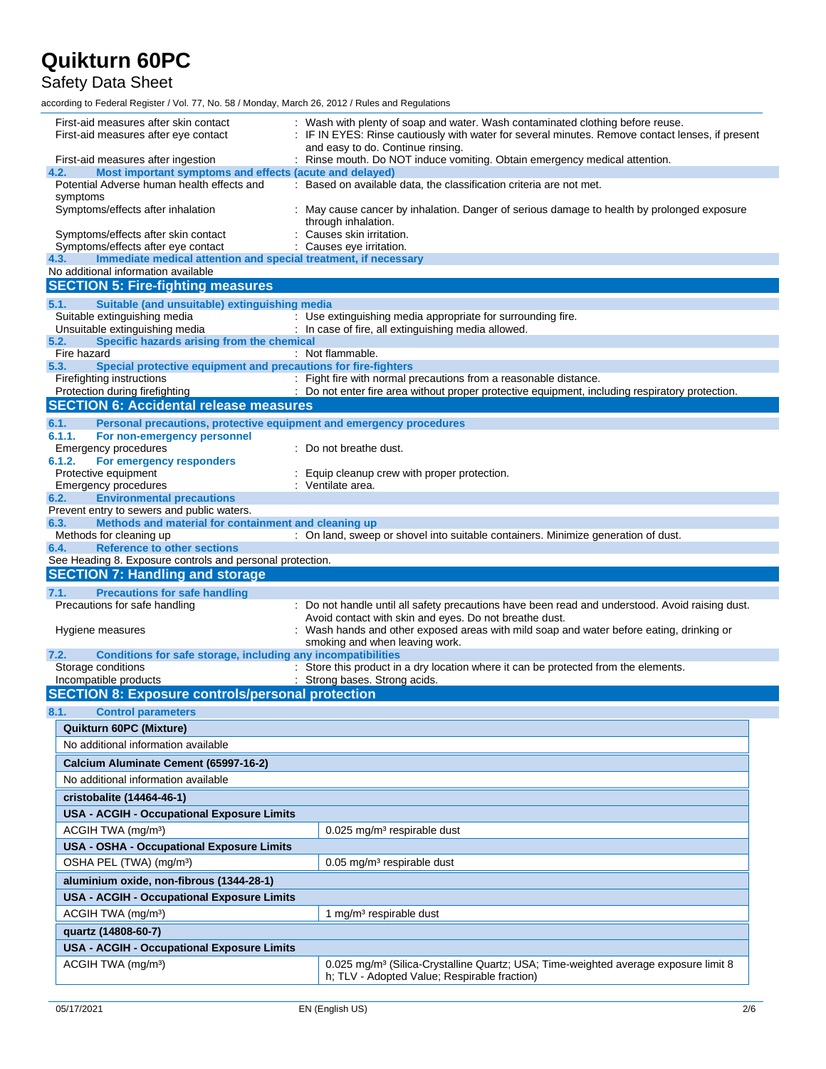First-aid measures after skin contact : Wash with plenty of soap and water. Wash contaminated clothing before reuse.

First-aid measures after eye contact : IF IN EYES: Rinse cautiously with water for several minutes. Remove contact lenses, if present and easy to do. Continue rinsing.

First-aid measures after ingestion : Rinse mouth. Do NOT induce vomiting. Obtain emergency medical attention.

### 4.2. Most important symptoms and effects (acute and delayed)

Potential Adverse human health effects and symptoms : Based on available data, the classification criteria are not met.

Symptoms/effects after inhalation : May cause cancer by inhalation. Danger of serious damage to health by prolonged exposure through inhalation.

Symptoms/effects after skin contact : Causes skin irritation.

Symptoms/effects after eye contact : Causes eye irritation.

### 4.3. Immediate medical attention and special treatment, if necessary

No additional information available

## SECTION 5: Fire-fighting measures

### 5.1. Suitable (and unsuitable) extinguishing media

Suitable extinguishing media : Use extinguishing media appropriate for surrounding fire.

Unsuitable extinguishing media : In case of fire, all extinguishing media allowed.

### 5.2. Specific hazards arising from the chemical

Fire hazard : Not flammable.

### 5.3. Special protective equipment and precautions for fire-fighters

Firefighting instructions : Fight fire with normal precautions from a reasonable distance.

Protection during firefighting : Do not enter fire area without proper protective equipment, including respiratory protection.

## SECTION 6: Accidental release measures

### 6.1. Personal precautions, protective equipment and emergency procedures

#### 6.1.1. For non-emergency personnel

Emergency procedures : Do not breathe dust.

#### 6.1.2. For emergency responders

Protective equipment : Equip cleanup crew with proper protection.

Emergency procedures : Ventilate area.

### 6.2. Environmental precautions

Prevent entry to sewers and public waters.

### 6.3. Methods and material for containment and cleaning up

Methods for cleaning up : On land, sweep or shovel into suitable containers. Minimize generation of dust.

### 6.4. Reference to other sections

See Heading 8. Exposure controls and personal protection.

## SECTION 7: Handling and storage

### 7.1. Precautions for safe handling

Precautions for safe handling : Do not handle until all safety precautions have been read and understood. Avoid raising dust. Avoid contact with skin and eyes. Do not breathe dust.

Hygiene measures : Wash hands and other exposed areas with mild soap and water before eating, drinking or smoking and when leaving work.

### 7.2. Conditions for safe storage, including any incompatibilities

Storage conditions : Store this product in a dry location where it can be protected from the elements.

Incompatible products : Strong bases. Strong acids.

## SECTION 8: Exposure controls/personal protection

### 8.1. Control parameters

| **Quikturn 60PC (Mixture)** | |
|---|---|
| No additional information available | |
| **Calcium Aluminate Cement (65997-16-2)** | |
| No additional information available | |
| **cristobalite (14464-46-1)** | |
| **USA - ACGIH - Occupational Exposure Limits** | |
| ACGIH TWA (mg/m³) | 0.025 mg/m³ respirable dust |
| **USA - OSHA - Occupational Exposure Limits** | |
| OSHA PEL (TWA) (mg/m³) | 0.05 mg/m³ respirable dust |
| **aluminium oxide, non-fibrous (1344-28-1)** | |
| **USA - ACGIH - Occupational Exposure Limits** | |
| ACGIH TWA (mg/m³) | 1 mg/m³ respirable dust |
| **quartz (14808-60-7)** | |
| **USA - ACGIH - Occupational Exposure Limits** | |
| ACGIH TWA (mg/m³) | 0.025 mg/m³ (Silica-Crystalline Quartz; USA; Time-weighted average exposure limit 8 h; TLV - Adopted Value; Respirable fraction) |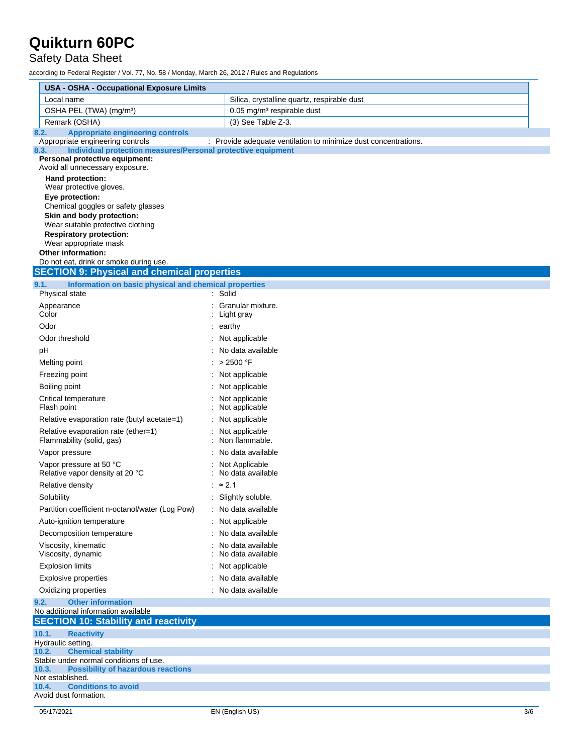| USA - OSHA - Occupational Exposure Limits | |
|---|---|
| Local name | Silica, crystalline quartz, respirable dust |
| OSHA PEL (TWA) (mg/m³) | 0.05 mg/m³ respirable dust |
| Remark (OSHA) | (3) See Table Z-3. |

### 8.2. Appropriate engineering controls

Appropriate engineering controls : Provide adequate ventilation to minimize dust concentrations.

### 8.3. Individual protection measures/Personal protective equipment

**Personal protective equipment:**
Avoid all unnecessary exposure.

**Hand protection:**
Wear protective gloves.

**Eye protection:**
Chemical goggles or safety glasses

**Skin and body protection:**
Wear suitable protective clothing

**Respiratory protection:**
Wear appropriate mask

**Other information:**
Do not eat, drink or smoke during use.

## SECTION 9: Physical and chemical properties

### 9.1. Information on basic physical and chemical properties

| Property | Value |
|---|---|
| Physical state | Solid |
| Appearance | Granular mixture. |
| Color | Light gray |
| Odor | earthy |
| Odor threshold | Not applicable |
| pH | No data available |
| Melting point | > 2500 °F |
| Freezing point | Not applicable |
| Boiling point | Not applicable |
| Critical temperature | Not applicable |
| Flash point | Not applicable |
| Relative evaporation rate (butyl acetate=1) | Not applicable |
| Relative evaporation rate (ether=1) | Not applicable |
| Flammability (solid, gas) | Non flammable. |
| Vapor pressure | No data available |
| Vapor pressure at 50 °C | Not Applicable |
| Relative vapor density at 20 °C | No data available |
| Relative density | ≈ 2.1 |
| Solubility | Slightly soluble. |
| Partition coefficient n-octanol/water (Log Pow) | No data available |
| Auto-ignition temperature | Not applicable |
| Decomposition temperature | No data available |
| Viscosity, kinematic | No data available |
| Viscosity, dynamic | No data available |
| Explosion limits | Not applicable |
| Explosive properties | No data available |
| Oxidizing properties | No data available |

### 9.2. Other information

No additional information available

## SECTION 10: Stability and reactivity

### 10.1. Reactivity

Hydraulic setting.

### 10.2. Chemical stability

Stable under normal conditions of use.

### 10.3. Possibility of hazardous reactions

Not established.

### 10.4. Conditions to avoid

Avoid dust formation.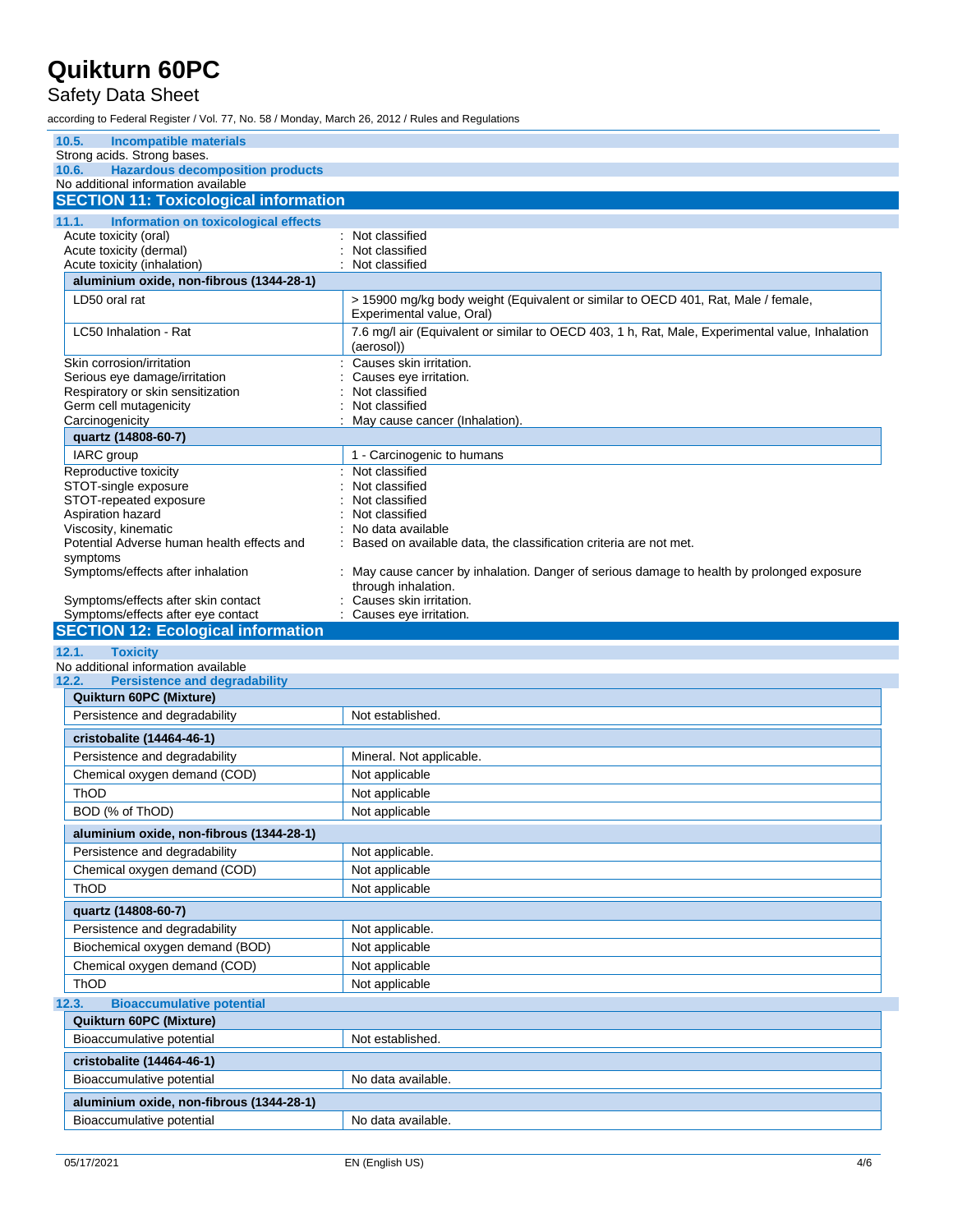#### 10.5. Incompatible materials

Strong acids. Strong bases.

#### 10.6. Hazardous decomposition products

No additional information available

## SECTION 11: Toxicological information

#### 11.1. Information on toxicological effects

Acute toxicity (oral) : Not classified
Acute toxicity (dermal) : Not classified
Acute toxicity (inhalation) : Not classified

| aluminium oxide, non-fibrous (1344-28-1) | |
|---|---|
| LD50 oral rat | > 15900 mg/kg body weight (Equivalent or similar to OECD 401, Rat, Male / female, Experimental value, Oral) |
| LC50 Inhalation - Rat | 7.6 mg/l air (Equivalent or similar to OECD 403, 1 h, Rat, Male, Experimental value, Inhalation (aerosol)) |

Skin corrosion/irritation : Causes skin irritation.
Serious eye damage/irritation : Causes eye irritation.
Respiratory or skin sensitization : Not classified
Germ cell mutagenicity : Not classified
Carcinogenicity : May cause cancer (Inhalation).

| quartz (14808-60-7) | |
|---|---|
| IARC group | 1 - Carcinogenic to humans |

Reproductive toxicity : Not classified
STOT-single exposure : Not classified
STOT-repeated exposure : Not classified
Aspiration hazard : Not classified
Viscosity, kinematic : No data available
Potential Adverse human health effects and symptoms : Based on available data, the classification criteria are not met.
Symptoms/effects after inhalation : May cause cancer by inhalation. Danger of serious damage to health by prolonged exposure through inhalation.
Symptoms/effects after skin contact : Causes skin irritation.
Symptoms/effects after eye contact : Causes eye irritation.

## SECTION 12: Ecological information

#### 12.1. Toxicity

No additional information available

#### 12.2. Persistence and degradability

| Quikturn 60PC (Mixture) | |
|---|---|
| Persistence and degradability | Not established. |

| cristobalite (14464-46-1) | |
|---|---|
| Persistence and degradability | Mineral. Not applicable. |
| Chemical oxygen demand (COD) | Not applicable |
| ThOD | Not applicable |
| BOD (% of ThOD) | Not applicable |

| aluminium oxide, non-fibrous (1344-28-1) | |
|---|---|
| Persistence and degradability | Not applicable. |
| Chemical oxygen demand (COD) | Not applicable |
| ThOD | Not applicable |

| quartz (14808-60-7) | |
|---|---|
| Persistence and degradability | Not applicable. |
| Biochemical oxygen demand (BOD) | Not applicable |
| Chemical oxygen demand (COD) | Not applicable |
| ThOD | Not applicable |

#### 12.3. Bioaccumulative potential

| Quikturn 60PC (Mixture) | |
|---|---|
| Bioaccumulative potential | Not established. |

| cristobalite (14464-46-1) | |
|---|---|
| Bioaccumulative potential | No data available. |

| aluminium oxide, non-fibrous (1344-28-1) | |
|---|---|
| Bioaccumulative potential | No data available. |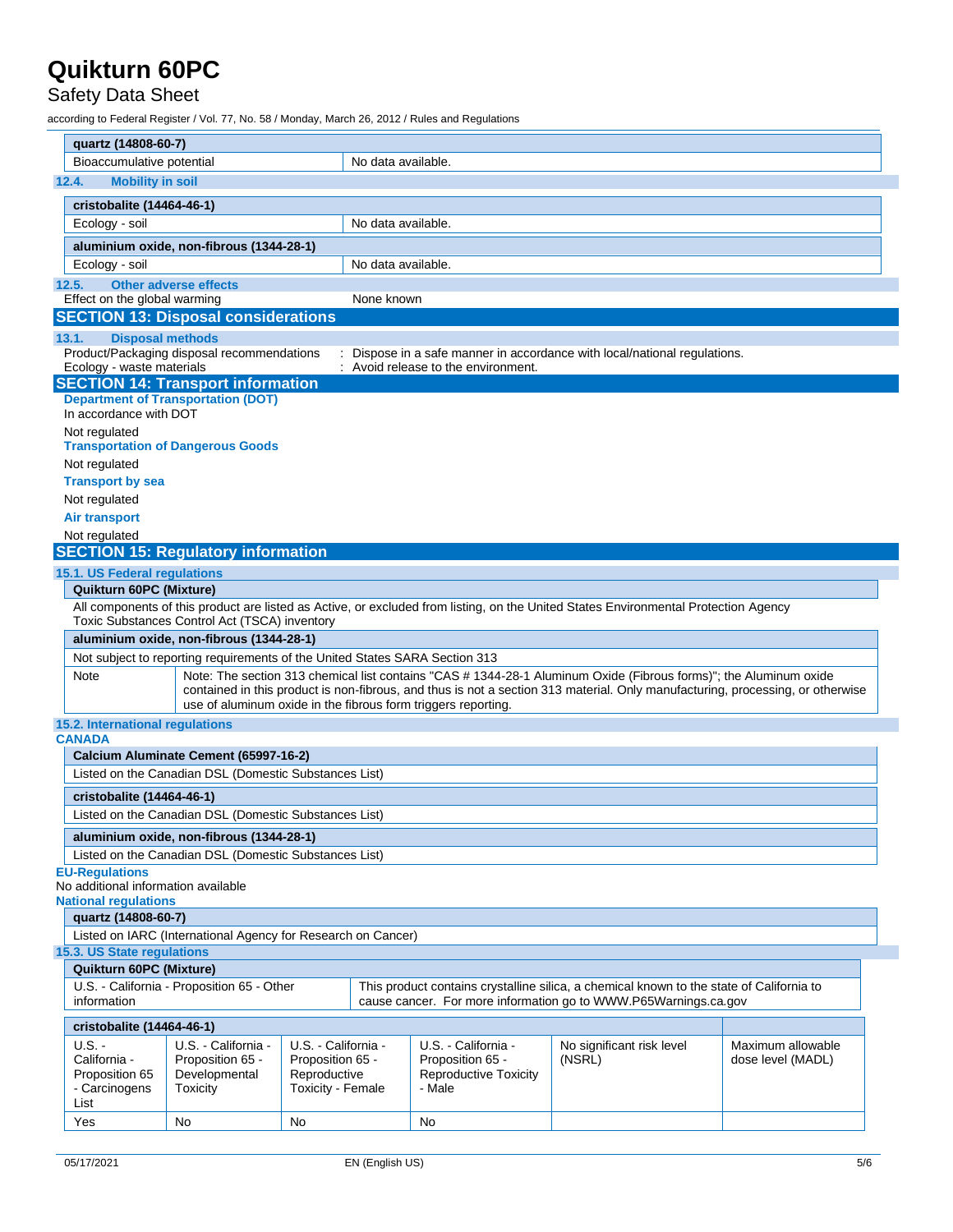| quartz (14808-60-7) | |
|---|---|
| Bioaccumulative potential | No data available. |

### 12.4. Mobility in soil

| cristobalite (14464-46-1) | |
|---|---|
| Ecology - soil | No data available. |

| aluminium oxide, non-fibrous (1344-28-1) | |
|---|---|
| Ecology - soil | No data available. |

### 12.5. Other adverse effects

Effect on the global warming : None known

## SECTION 13: Disposal considerations

### 13.1. Disposal methods

Product/Packaging disposal recommendations : Dispose in a safe manner in accordance with local/national regulations.

Ecology - waste materials : Avoid release to the environment.

## SECTION 14: Transport information

**Department of Transportation (DOT)**

In accordance with DOT

Not regulated

**Transportation of Dangerous Goods**

Not regulated

**Transport by sea**

Not regulated

**Air transport**

Not regulated

## SECTION 15: Regulatory information

### 15.1. US Federal regulations

| Quikturn 60PC (Mixture) |
|---|
| All components of this product are listed as Active, or excluded from listing, on the United States Environmental Protection Agency Toxic Substances Control Act (TSCA) inventory |

| aluminium oxide, non-fibrous (1344-28-1) | |
|---|---|
| Not subject to reporting requirements of the United States SARA Section 313 | |
| Note | Note: The section 313 chemical list contains "CAS # 1344-28-1 Aluminum Oxide (Fibrous forms)"; the Aluminum oxide contained in this product is non-fibrous, and thus is not a section 313 material. Only manufacturing, processing, or otherwise use of aluminum oxide in the fibrous form triggers reporting. |

### 15.2. International regulations

**CANADA**

| Calcium Aluminate Cement (65997-16-2) |
|---|
| Listed on the Canadian DSL (Domestic Substances List) |

| cristobalite (14464-46-1) |
|---|
| Listed on the Canadian DSL (Domestic Substances List) |

| aluminium oxide, non-fibrous (1344-28-1) |
|---|
| Listed on the Canadian DSL (Domestic Substances List) |

**EU-Regulations**

No additional information available

**National regulations**

| quartz (14808-60-7) |
|---|
| Listed on IARC (International Agency for Research on Cancer) |

### 15.3. US State regulations

| Quikturn 60PC (Mixture) | |
|---|---|
| U.S. - California - Proposition 65 - Other information | This product contains crystalline silica, a chemical known to the state of California to cause cancer. For more information go to WWW.P65Warnings.ca.gov |

| cristobalite (14464-46-1) | | | | | |
|---|---|---|---|---|---|
| U.S. - California - Proposition 65 - Carcinogens List | U.S. - California - Proposition 65 - Developmental Toxicity | U.S. - California - Proposition 65 - Reproductive Toxicity - Female | U.S. - California - Proposition 65 - Reproductive Toxicity - Male | No significant risk level (NSRL) | Maximum allowable dose level (MADL) |
| Yes | No | No | No | | |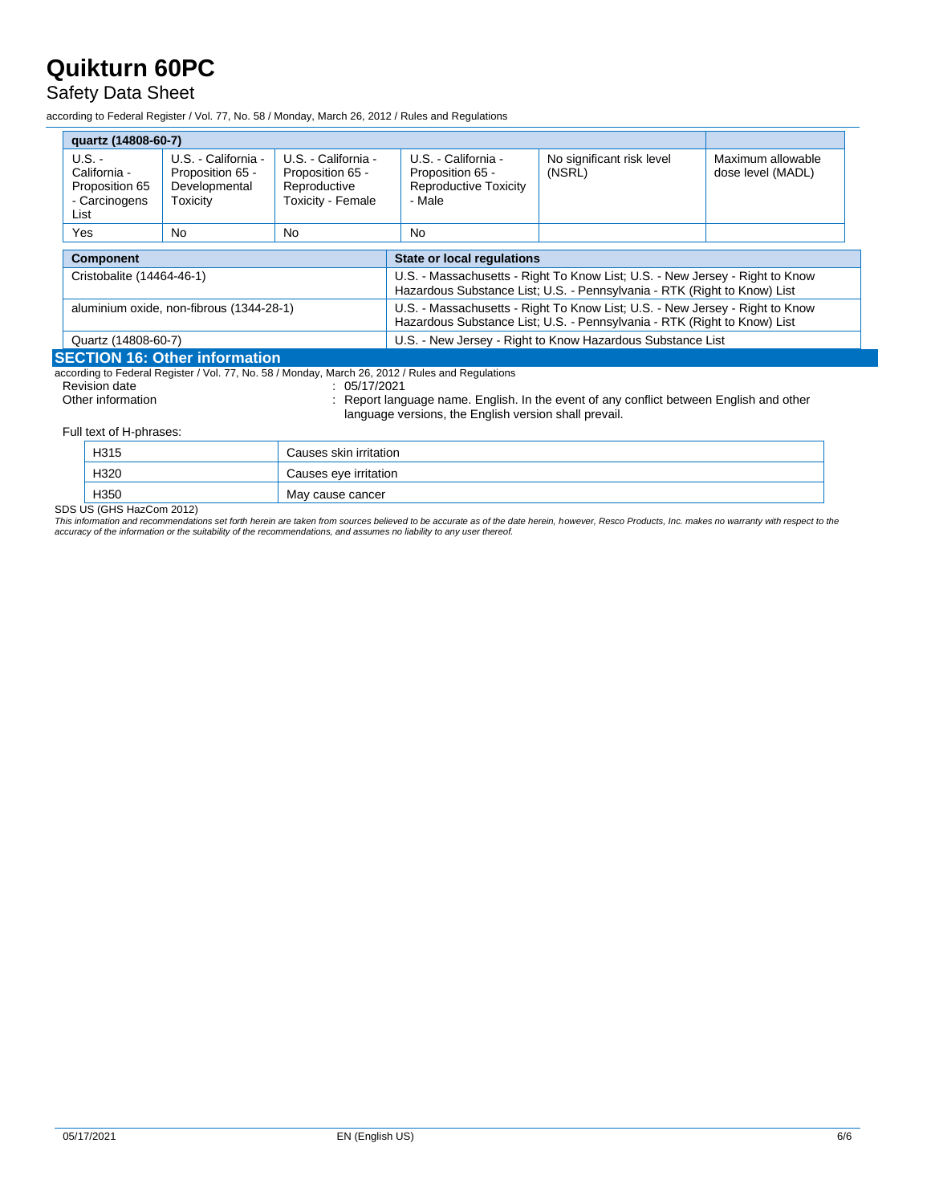| quartz (14808-60-7) | | | | | |
|---|---|---|---|---|---|
| U.S. - California - Proposition 65 - Carcinogens List | U.S. - California - Proposition 65 - Developmental Toxicity | U.S. - California - Proposition 65 - Reproductive Toxicity - Female | U.S. - California - Proposition 65 - Reproductive Toxicity - Male | No significant risk level (NSRL) | Maximum allowable dose level (MADL) |
| Yes | No | No | No | | |

| Component | State or local regulations |
|---|---|
| Cristobalite (14464-46-1) | U.S. - Massachusetts - Right To Know List; U.S. - New Jersey - Right to Know Hazardous Substance List; U.S. - Pennsylvania - RTK (Right to Know) List |
| aluminium oxide, non-fibrous (1344-28-1) | U.S. - Massachusetts - Right To Know List; U.S. - New Jersey - Right to Know Hazardous Substance List; U.S. - Pennsylvania - RTK (Right to Know) List |
| Quartz (14808-60-7) | U.S. - New Jersey - Right to Know Hazardous Substance List |

## SECTION 16: Other information

according to Federal Register / Vol. 77, No. 58 / Monday, March 26, 2012 / Rules and Regulations

Revision date : 05/17/2021

Other information : Report language name. English. In the event of any conflict between English and other language versions, the English version shall prevail.

Full text of H-phrases:

| | |
|---|---|
| H315 | Causes skin irritation |
| H320 | Causes eye irritation |
| H350 | May cause cancer |

SDS US (GHS HazCom 2012)

*This information and recommendations set forth herein are taken from sources believed to be accurate as of the date herein, however, Resco Products, Inc. makes no warranty with respect to the accuracy of the information or the suitability of the recommendations, and assumes no liability to any user thereof.*